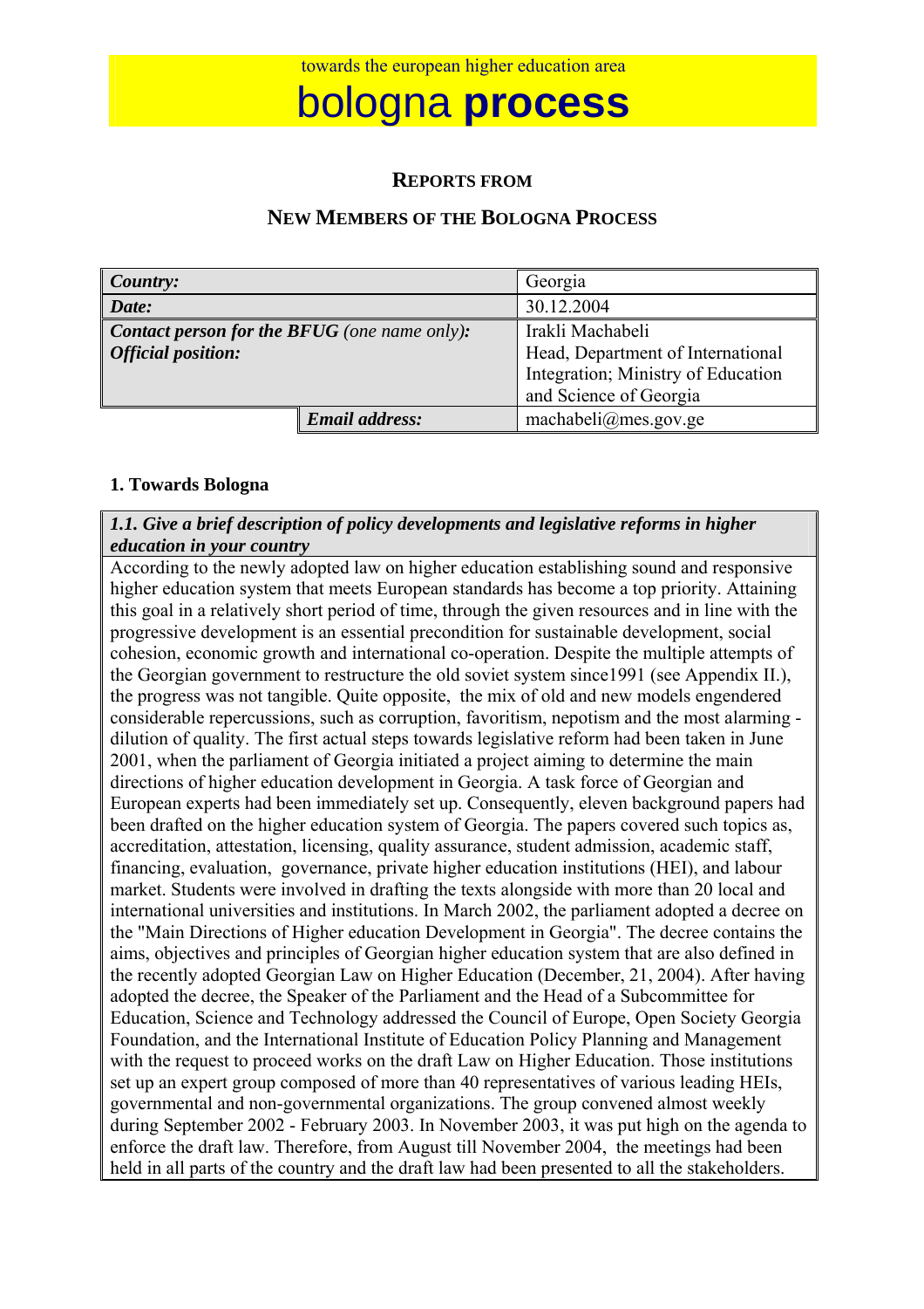towards the european higher education area

# bologna **process**

## REPORTS FROM

## NEW MEMBERS OF THE BOLOGNA PROCESS

| | |
|---|---|
| ***Country:*** | Georgia |
| ***Date:*** | 30.12.2004 |
| ***Contact person for the BFUG** (one name only):* ***Official position:*** | Irakli Machabeli Head, Department of International Integration; Ministry of Education and Science of Georgia |
| ***Email address:*** | machabeli@mes.gov.ge |

### 1. Towards Bologna

***1.1. Give a brief description of policy developments and legislative reforms in higher education in your country***

According to the newly adopted law on higher education establishing sound and responsive higher education system that meets European standards has become a top priority. Attaining this goal in a relatively short period of time, through the given resources and in line with the progressive development is an essential precondition for sustainable development, social cohesion, economic growth and international co-operation. Despite the multiple attempts of the Georgian government to restructure the old soviet system since1991 (see Appendix II.), the progress was not tangible. Quite opposite, the mix of old and new models engendered considerable repercussions, such as corruption, favoritism, nepotism and the most alarming - dilution of quality. The first actual steps towards legislative reform had been taken in June 2001, when the parliament of Georgia initiated a project aiming to determine the main directions of higher education development in Georgia. A task force of Georgian and European experts had been immediately set up. Consequently, eleven background papers had been drafted on the higher education system of Georgia. The papers covered such topics as, accreditation, attestation, licensing, quality assurance, student admission, academic staff, financing, evaluation, governance, private higher education institutions (HEI), and labour market. Students were involved in drafting the texts alongside with more than 20 local and international universities and institutions. In March 2002, the parliament adopted a decree on the "Main Directions of Higher education Development in Georgia". The decree contains the aims, objectives and principles of Georgian higher education system that are also defined in the recently adopted Georgian Law on Higher Education (December, 21, 2004). After having adopted the decree, the Speaker of the Parliament and the Head of a Subcommittee for Education, Science and Technology addressed the Council of Europe, Open Society Georgia Foundation, and the International Institute of Education Policy Planning and Management with the request to proceed works on the draft Law on Higher Education. Those institutions set up an expert group composed of more than 40 representatives of various leading HEIs, governmental and non-governmental organizations. The group convened almost weekly during September 2002 - February 2003. In November 2003, it was put high on the agenda to enforce the draft law. Therefore, from August till November 2004, the meetings had been held in all parts of the country and the draft law had been presented to all the stakeholders.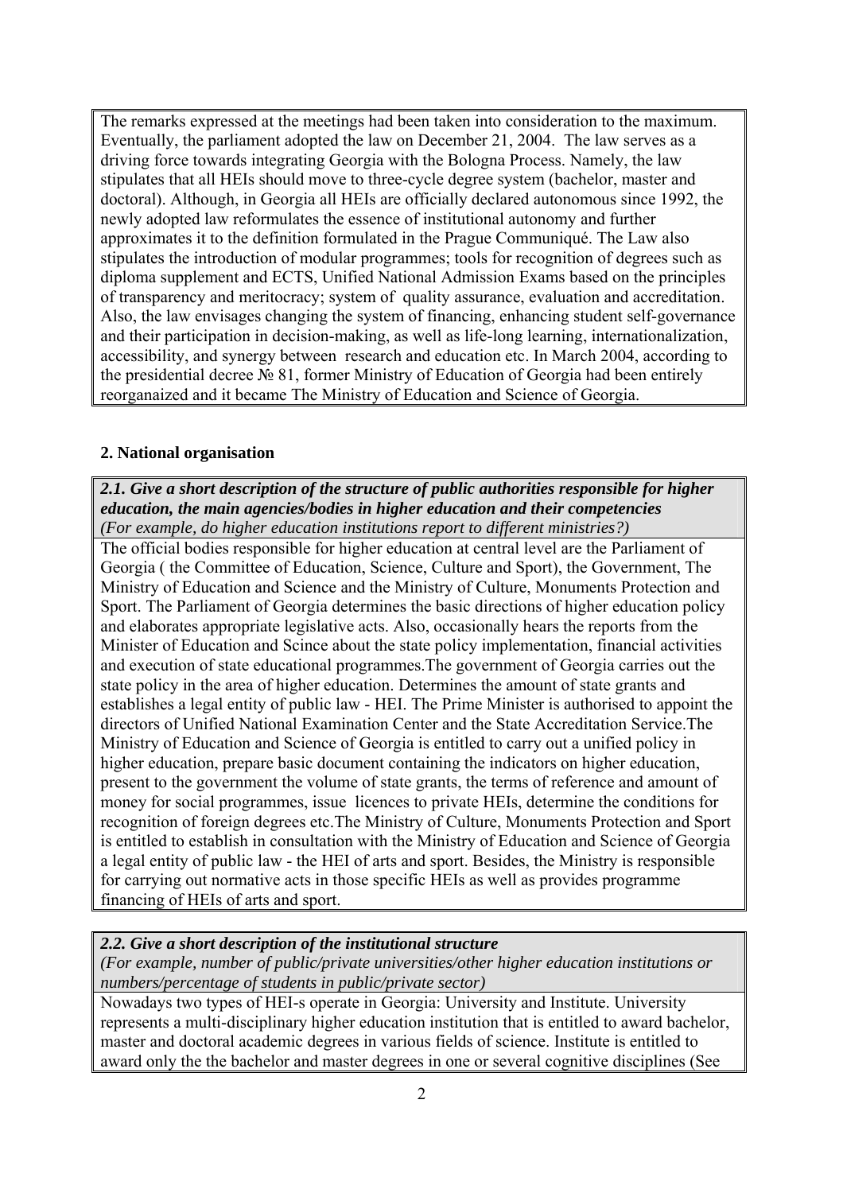The remarks expressed at the meetings had been taken into consideration to the maximum. Eventually, the parliament adopted the law on December 21, 2004. The law serves as a driving force towards integrating Georgia with the Bologna Process. Namely, the law stipulates that all HEIs should move to three-cycle degree system (bachelor, master and doctoral). Although, in Georgia all HEIs are officially declared autonomous since 1992, the newly adopted law reformulates the essence of institutional autonomy and further approximates it to the definition formulated in the Prague Communiqué. The Law also stipulates the introduction of modular programmes; tools for recognition of degrees such as diploma supplement and ECTS, Unified National Admission Exams based on the principles of transparency and meritocracy; system of quality assurance, evaluation and accreditation. Also, the law envisages changing the system of financing, enhancing student self-governance and their participation in decision-making, as well as life-long learning, internationalization, accessibility, and synergy between research and education etc. In March 2004, according to the presidential decree № 81, former Ministry of Education of Georgia had been entirely reorganaized and it became The Ministry of Education and Science of Georgia.

## 2. National organisation

***2.1. Give a short description of the structure of public authorities responsible for higher education, the main agencies/bodies in higher education and their competencies***
*(For example, do higher education institutions report to different ministries?)*

The official bodies responsible for higher education at central level are the Parliament of Georgia ( the Committee of Education, Science, Culture and Sport), the Government, The Ministry of Education and Science and the Ministry of Culture, Monuments Protection and Sport. The Parliament of Georgia determines the basic directions of higher education policy and elaborates appropriate legislative acts. Also, occasionally hears the reports from the Minister of Education and Scince about the state policy implementation, financial activities and execution of state educational programmes.The government of Georgia carries out the state policy in the area of higher education. Determines the amount of state grants and establishes a legal entity of public law - HEI. The Prime Minister is authorised to appoint the directors of Unified National Examination Center and the State Accreditation Service.The Ministry of Education and Science of Georgia is entitled to carry out a unified policy in higher education, prepare basic document containing the indicators on higher education, present to the government the volume of state grants, the terms of reference and amount of money for social programmes, issue licences to private HEIs, determine the conditions for recognition of foreign degrees etc.The Ministry of Culture, Monuments Protection and Sport is entitled to establish in consultation with the Ministry of Education and Science of Georgia a legal entity of public law - the HEI of arts and sport. Besides, the Ministry is responsible for carrying out normative acts in those specific HEIs as well as provides programme financing of HEIs of arts and sport.

***2.2. Give a short description of the institutional structure***
*(For example, number of public/private universities/other higher education institutions or numbers/percentage of students in public/private sector)*

Nowadays two types of HEI-s operate in Georgia: University and Institute. University represents a multi-disciplinary higher education institution that is entitled to award bachelor, master and doctoral academic degrees in various fields of science. Institute is entitled to award only the the bachelor and master degrees in one or several cognitive disciplines (See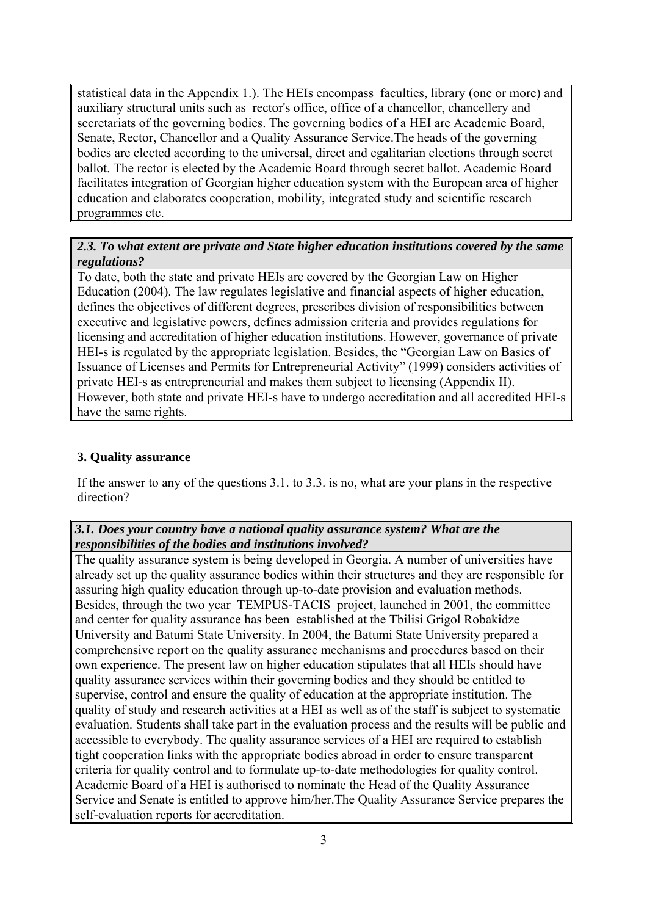statistical data in the Appendix 1.). The HEIs encompass faculties, library (one or more) and auxiliary structural units such as rector's office, office of a chancellor, chancellery and secretariats of the governing bodies. The governing bodies of a HEI are Academic Board, Senate, Rector, Chancellor and a Quality Assurance Service.The heads of the governing bodies are elected according to the universal, direct and egalitarian elections through secret ballot. The rector is elected by the Academic Board through secret ballot. Academic Board facilitates integration of Georgian higher education system with the European area of higher education and elaborates cooperation, mobility, integrated study and scientific research programmes etc.

***2.3. To what extent are private and State higher education institutions covered by the same regulations?***

To date, both the state and private HEIs are covered by the Georgian Law on Higher Education (2004). The law regulates legislative and financial aspects of higher education, defines the objectives of different degrees, prescribes division of responsibilities between executive and legislative powers, defines admission criteria and provides regulations for licensing and accreditation of higher education institutions. However, governance of private HEI-s is regulated by the appropriate legislation. Besides, the "Georgian Law on Basics of Issuance of Licenses and Permits for Entrepreneurial Activity" (1999) considers activities of private HEI-s as entrepreneurial and makes them subject to licensing (Appendix II). However, both state and private HEI-s have to undergo accreditation and all accredited HEI-s have the same rights.

## 3. Quality assurance

If the answer to any of the questions 3.1. to 3.3. is no, what are your plans in the respective direction?

***3.1. Does your country have a national quality assurance system? What are the responsibilities of the bodies and institutions involved?***

The quality assurance system is being developed in Georgia. A number of universities have already set up the quality assurance bodies within their structures and they are responsible for assuring high quality education through up-to-date provision and evaluation methods. Besides, through the two year TEMPUS-TACIS project, launched in 2001, the committee and center for quality assurance has been established at the Tbilisi Grigol Robakidze University and Batumi State University. In 2004, the Batumi State University prepared a comprehensive report on the quality assurance mechanisms and procedures based on their own experience. The present law on higher education stipulates that all HEIs should have quality assurance services within their governing bodies and they should be entitled to supervise, control and ensure the quality of education at the appropriate institution. The quality of study and research activities at a HEI as well as of the staff is subject to systematic evaluation. Students shall take part in the evaluation process and the results will be public and accessible to everybody. The quality assurance services of a HEI are required to establish tight cooperation links with the appropriate bodies abroad in order to ensure transparent criteria for quality control and to formulate up-to-date methodologies for quality control. Academic Board of a HEI is authorised to nominate the Head of the Quality Assurance Service and Senate is entitled to approve him/her.The Quality Assurance Service prepares the self-evaluation reports for accreditation.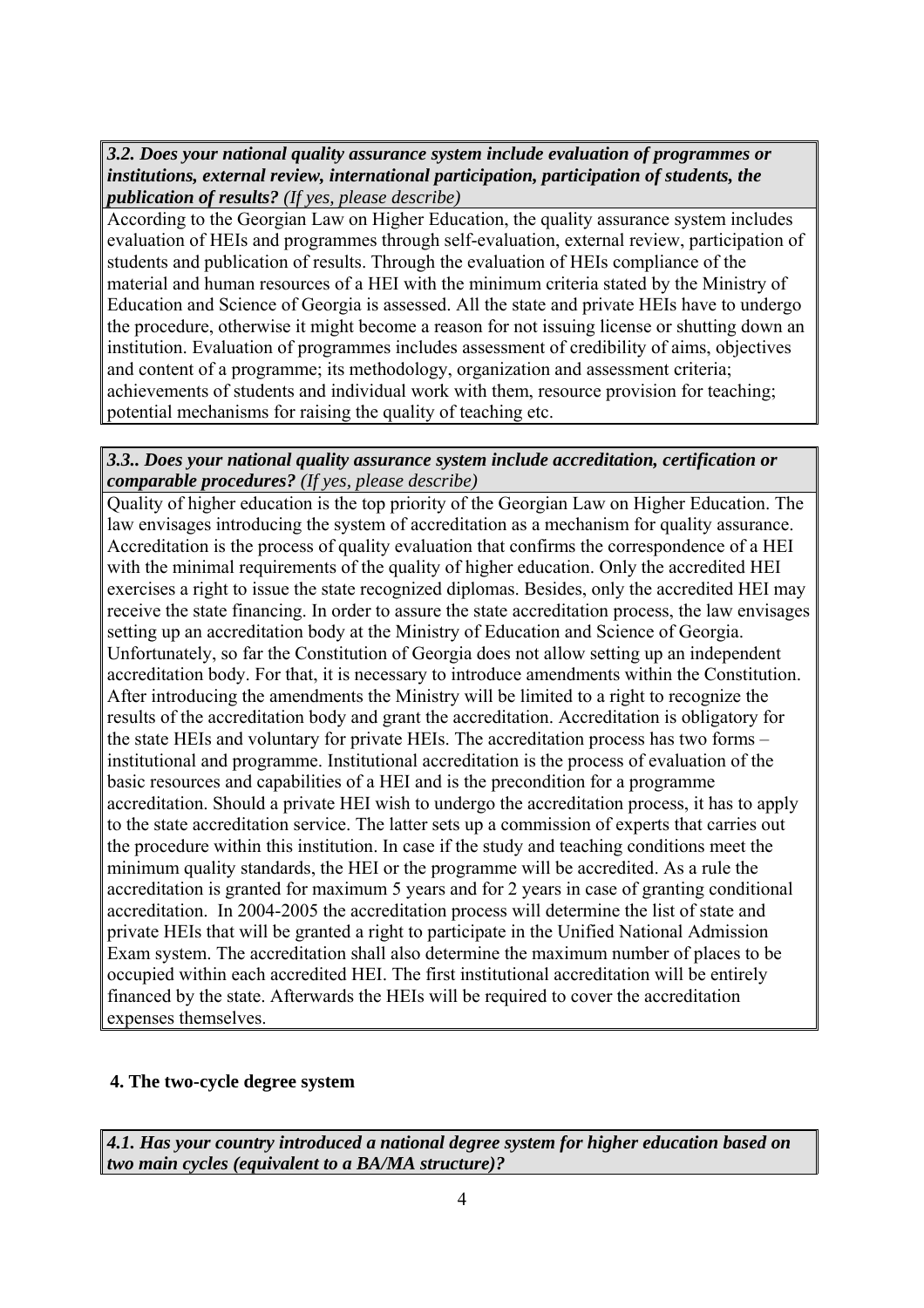***3.2. Does your national quality assurance system include evaluation of programmes or institutions, external review, international participation, participation of students, the publication of results?*** *(If yes, please describe)*

According to the Georgian Law on Higher Education, the quality assurance system includes evaluation of HEIs and programmes through self-evaluation, external review, participation of students and publication of results. Through the evaluation of HEIs compliance of the material and human resources of a HEI with the minimum criteria stated by the Ministry of Education and Science of Georgia is assessed. All the state and private HEIs have to undergo the procedure, otherwise it might become a reason for not issuing license or shutting down an institution. Evaluation of programmes includes assessment of credibility of aims, objectives and content of a programme; its methodology, organization and assessment criteria; achievements of students and individual work with them, resource provision for teaching; potential mechanisms for raising the quality of teaching etc.

***3.3.. Does your national quality assurance system include accreditation, certification or comparable procedures?*** *(If yes, please describe)*

Quality of higher education is the top priority of the Georgian Law on Higher Education. The law envisages introducing the system of accreditation as a mechanism for quality assurance. Accreditation is the process of quality evaluation that confirms the correspondence of a HEI with the minimal requirements of the quality of higher education. Only the accredited HEI exercises a right to issue the state recognized diplomas. Besides, only the accredited HEI may receive the state financing. In order to assure the state accreditation process, the law envisages setting up an accreditation body at the Ministry of Education and Science of Georgia. Unfortunately, so far the Constitution of Georgia does not allow setting up an independent accreditation body. For that, it is necessary to introduce amendments within the Constitution. After introducing the amendments the Ministry will be limited to a right to recognize the results of the accreditation body and grant the accreditation. Accreditation is obligatory for the state HEIs and voluntary for private HEIs. The accreditation process has two forms – institutional and programme. Institutional accreditation is the process of evaluation of the basic resources and capabilities of a HEI and is the precondition for a programme accreditation. Should a private HEI wish to undergo the accreditation process, it has to apply to the state accreditation service. The latter sets up a commission of experts that carries out the procedure within this institution. In case if the study and teaching conditions meet the minimum quality standards, the HEI or the programme will be accredited. As a rule the accreditation is granted for maximum 5 years and for 2 years in case of granting conditional accreditation. In 2004-2005 the accreditation process will determine the list of state and private HEIs that will be granted a right to participate in the Unified National Admission Exam system. The accreditation shall also determine the maximum number of places to be occupied within each accredited HEI. The first institutional accreditation will be entirely financed by the state. Afterwards the HEIs will be required to cover the accreditation expenses themselves.

## 4. The two-cycle degree system

***4.1. Has your country introduced a national degree system for higher education based on two main cycles (equivalent to a BA/MA structure)?***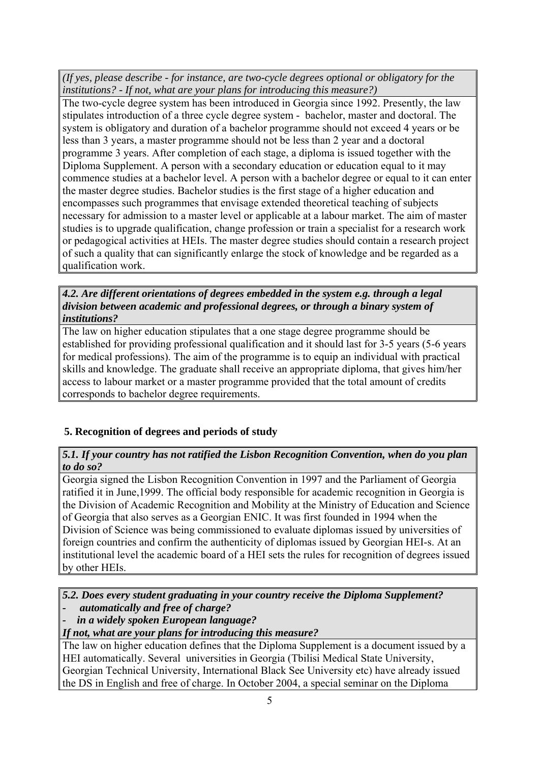*(If yes, please describe - for instance, are two-cycle degrees optional or obligatory for the institutions? - If not, what are your plans for introducing this measure?)*

The two-cycle degree system has been introduced in Georgia since 1992. Presently, the law stipulates introduction of a three cycle degree system - bachelor, master and doctoral. The system is obligatory and duration of a bachelor programme should not exceed 4 years or be less than 3 years, a master programme should not be less than 2 year and a doctoral programme 3 years. After completion of each stage, a diploma is issued together with the Diploma Supplement. A person with a secondary education or education equal to it may commence studies at a bachelor level. A person with a bachelor degree or equal to it can enter the master degree studies. Bachelor studies is the first stage of a higher education and encompasses such programmes that envisage extended theoretical teaching of subjects necessary for admission to a master level or applicable at a labour market. The aim of master studies is to upgrade qualification, change profession or train a specialist for a research work or pedagogical activities at HEIs. The master degree studies should contain a research project of such a quality that can significantly enlarge the stock of knowledge and be regarded as a qualification work.

***4.2. Are different orientations of degrees embedded in the system e.g. through a legal division between academic and professional degrees, or through a binary system of institutions?***

The law on higher education stipulates that a one stage degree programme should be established for providing professional qualification and it should last for 3-5 years (5-6 years for medical professions). The aim of the programme is to equip an individual with practical skills and knowledge. The graduate shall receive an appropriate diploma, that gives him/her access to labour market or a master programme provided that the total amount of credits corresponds to bachelor degree requirements.

## 5. Recognition of degrees and periods of study

***5.1. If your country has not ratified the Lisbon Recognition Convention, when do you plan to do so?***

Georgia signed the Lisbon Recognition Convention in 1997 and the Parliament of Georgia ratified it in June,1999. The official body responsible for academic recognition in Georgia is the Division of Academic Recognition and Mobility at the Ministry of Education and Science of Georgia that also serves as a Georgian ENIC. It was first founded in 1994 when the Division of Science was being commissioned to evaluate diplomas issued by universities of foreign countries and confirm the authenticity of diplomas issued by Georgian HEI-s. At an institutional level the academic board of a HEI sets the rules for recognition of degrees issued by other HEIs.

***5.2. Does every student graduating in your country receive the Diploma Supplement?***
- ***automatically and free of charge?***
- ***in a widely spoken European language?***

***If not, what are your plans for introducing this measure?***

The law on higher education defines that the Diploma Supplement is a document issued by a HEI automatically. Several universities in Georgia (Tbilisi Medical State University, Georgian Technical University, International Black See University etc) have already issued the DS in English and free of charge. In October 2004, a special seminar on the Diploma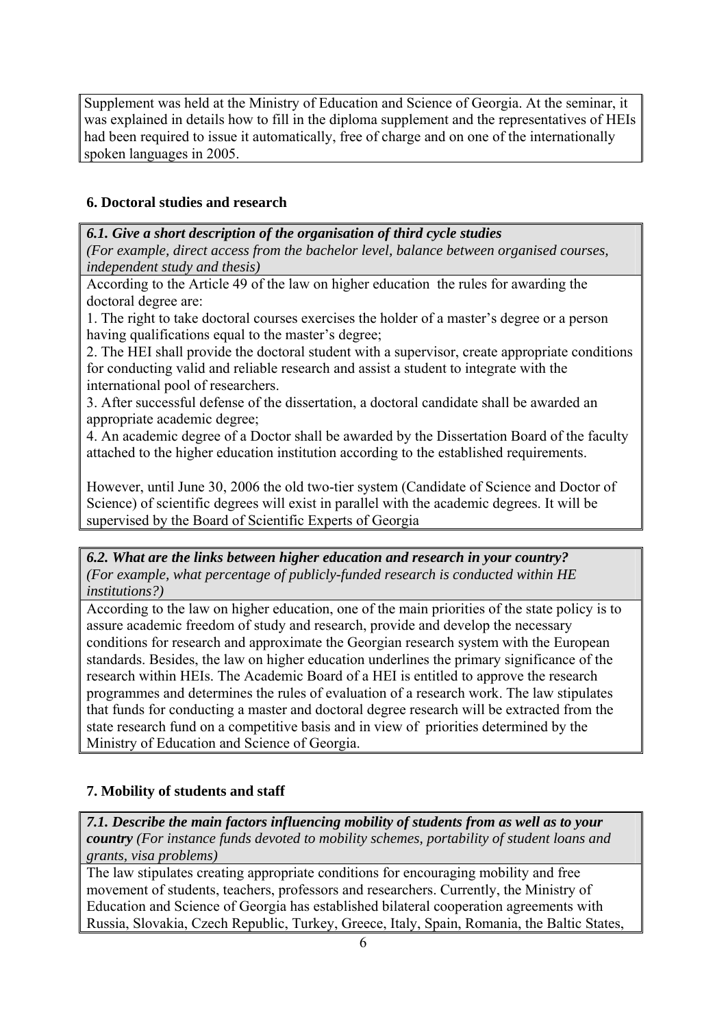Supplement was held at the Ministry of Education and Science of Georgia. At the seminar, it was explained in details how to fill in the diploma supplement and the representatives of HEIs had been required to issue it automatically, free of charge and on one of the internationally spoken languages in 2005.

## 6. Doctoral studies and research

***6.1. Give a short description of the organisation of third cycle studies***
*(For example, direct access from the bachelor level, balance between organised courses, independent study and thesis)*

According to the Article 49 of the law on higher education the rules for awarding the doctoral degree are:

1. The right to take doctoral courses exercises the holder of a master's degree or a person having qualifications equal to the master's degree;
2. The HEI shall provide the doctoral student with a supervisor, create appropriate conditions for conducting valid and reliable research and assist a student to integrate with the international pool of researchers.
3. After successful defense of the dissertation, a doctoral candidate shall be awarded an appropriate academic degree;
4. An academic degree of a Doctor shall be awarded by the Dissertation Board of the faculty attached to the higher education institution according to the established requirements.

However, until June 30, 2006 the old two-tier system (Candidate of Science and Doctor of Science) of scientific degrees will exist in parallel with the academic degrees. It will be supervised by the Board of Scientific Experts of Georgia

***6.2. What are the links between higher education and research in your country?***
*(For example, what percentage of publicly-funded research is conducted within HE institutions?)*

According to the law on higher education, one of the main priorities of the state policy is to assure academic freedom of study and research, provide and develop the necessary conditions for research and approximate the Georgian research system with the European standards. Besides, the law on higher education underlines the primary significance of the research within HEIs. The Academic Board of a HEI is entitled to approve the research programmes and determines the rules of evaluation of a research work. The law stipulates that funds for conducting a master and doctoral degree research will be extracted from the state research fund on a competitive basis and in view of priorities determined by the Ministry of Education and Science of Georgia.

## 7. Mobility of students and staff

***7.1. Describe the main factors influencing mobility of students from as well as to your country*** *(For instance funds devoted to mobility schemes, portability of student loans and grants, visa problems)*

The law stipulates creating appropriate conditions for encouraging mobility and free movement of students, teachers, professors and researchers. Currently, the Ministry of Education and Science of Georgia has established bilateral cooperation agreements with Russia, Slovakia, Czech Republic, Turkey, Greece, Italy, Spain, Romania, the Baltic States,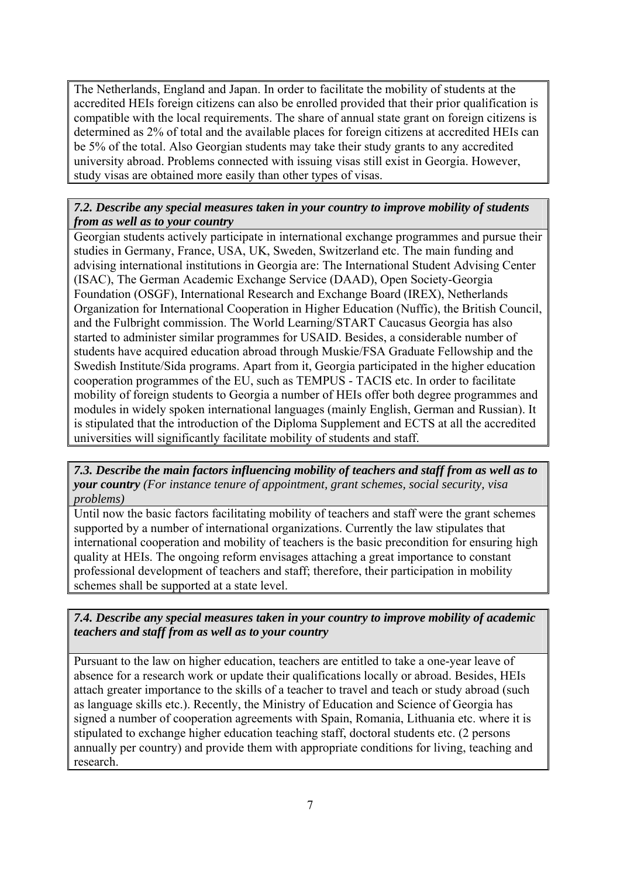The Netherlands, England and Japan. In order to facilitate the mobility of students at the accredited HEIs foreign citizens can also be enrolled provided that their prior qualification is compatible with the local requirements. The share of annual state grant on foreign citizens is determined as 2% of total and the available places for foreign citizens at accredited HEIs can be 5% of the total. Also Georgian students may take their study grants to any accredited university abroad. Problems connected with issuing visas still exist in Georgia. However, study visas are obtained more easily than other types of visas.

***7.2. Describe any special measures taken in your country to improve mobility of students from as well as to your country***

Georgian students actively participate in international exchange programmes and pursue their studies in Germany, France, USA, UK, Sweden, Switzerland etc. The main funding and advising international institutions in Georgia are: The International Student Advising Center (ISAC), The German Academic Exchange Service (DAAD), Open Society-Georgia Foundation (OSGF), International Research and Exchange Board (IREX), Netherlands Organization for International Cooperation in Higher Education (Nuffic), the British Council, and the Fulbright commission. The World Learning/START Caucasus Georgia has also started to administer similar programmes for USAID. Besides, a considerable number of students have acquired education abroad through Muskie/FSA Graduate Fellowship and the Swedish Institute/Sida programs. Apart from it, Georgia participated in the higher education cooperation programmes of the EU, such as TEMPUS - TACIS etc. In order to facilitate mobility of foreign students to Georgia a number of HEIs offer both degree programmes and modules in widely spoken international languages (mainly English, German and Russian). It is stipulated that the introduction of the Diploma Supplement and ECTS at all the accredited universities will significantly facilitate mobility of students and staff.

***7.3. Describe the main factors influencing mobility of teachers and staff from as well as to your country*** *(For instance tenure of appointment, grant schemes, social security, visa problems)*

Until now the basic factors facilitating mobility of teachers and staff were the grant schemes supported by a number of international organizations. Currently the law stipulates that international cooperation and mobility of teachers is the basic precondition for ensuring high quality at HEIs. The ongoing reform envisages attaching a great importance to constant professional development of teachers and staff; therefore, their participation in mobility schemes shall be supported at a state level.

***7.4. Describe any special measures taken in your country to improve mobility of academic teachers and staff from as well as to your country***

Pursuant to the law on higher education, teachers are entitled to take a one-year leave of absence for a research work or update their qualifications locally or abroad. Besides, HEIs attach greater importance to the skills of a teacher to travel and teach or study abroad (such as language skills etc.). Recently, the Ministry of Education and Science of Georgia has signed a number of cooperation agreements with Spain, Romania, Lithuania etc. where it is stipulated to exchange higher education teaching staff, doctoral students etc. (2 persons annually per country) and provide them with appropriate conditions for living, teaching and research.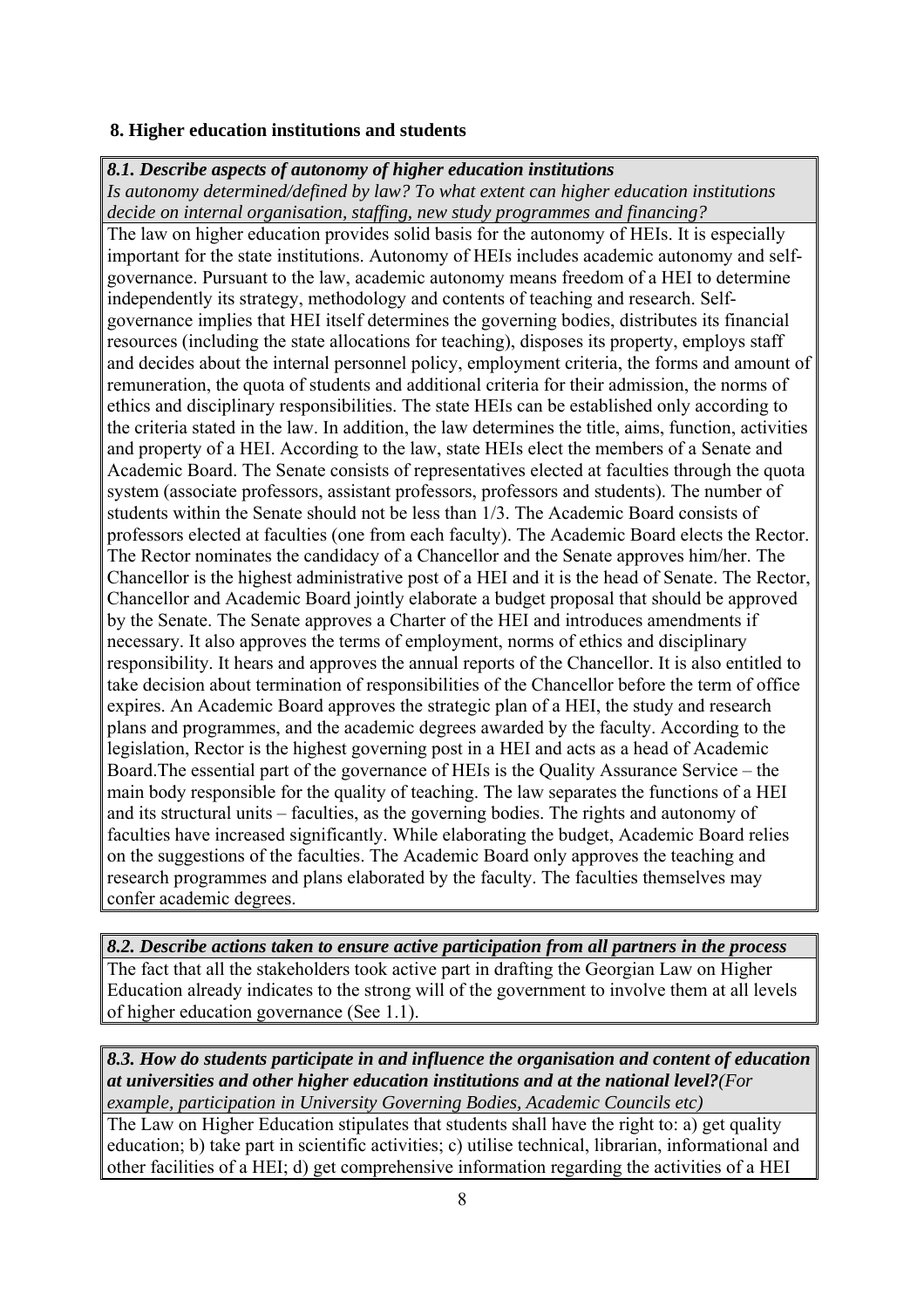## 8. Higher education institutions and students

***8.1. Describe aspects of autonomy of higher education institutions***
*Is autonomy determined/defined by law? To what extent can higher education institutions decide on internal organisation, staffing, new study programmes and financing?*

The law on higher education provides solid basis for the autonomy of HEIs. It is especially important for the state institutions. Autonomy of HEIs includes academic autonomy and self-governance. Pursuant to the law, academic autonomy means freedom of a HEI to determine independently its strategy, methodology and contents of teaching and research. Self-governance implies that HEI itself determines the governing bodies, distributes its financial resources (including the state allocations for teaching), disposes its property, employs staff and decides about the internal personnel policy, employment criteria, the forms and amount of remuneration, the quota of students and additional criteria for their admission, the norms of ethics and disciplinary responsibilities. The state HEIs can be established only according to the criteria stated in the law. In addition, the law determines the title, aims, function, activities and property of a HEI. According to the law, state HEIs elect the members of a Senate and Academic Board. The Senate consists of representatives elected at faculties through the quota system (associate professors, assistant professors, professors and students). The number of students within the Senate should not be less than 1/3. The Academic Board consists of professors elected at faculties (one from each faculty). The Academic Board elects the Rector. The Rector nominates the candidacy of a Chancellor and the Senate approves him/her. The Chancellor is the highest administrative post of a HEI and it is the head of Senate. The Rector, Chancellor and Academic Board jointly elaborate a budget proposal that should be approved by the Senate. The Senate approves a Charter of the HEI and introduces amendments if necessary. It also approves the terms of employment, norms of ethics and disciplinary responsibility. It hears and approves the annual reports of the Chancellor. It is also entitled to take decision about termination of responsibilities of the Chancellor before the term of office expires. An Academic Board approves the strategic plan of a HEI, the study and research plans and programmes, and the academic degrees awarded by the faculty. According to the legislation, Rector is the highest governing post in a HEI and acts as a head of Academic Board.The essential part of the governance of HEIs is the Quality Assurance Service – the main body responsible for the quality of teaching. The law separates the functions of a HEI and its structural units – faculties, as the governing bodies. The rights and autonomy of faculties have increased significantly. While elaborating the budget, Academic Board relies on the suggestions of the faculties. The Academic Board only approves the teaching and research programmes and plans elaborated by the faculty. The faculties themselves may confer academic degrees.

***8.2. Describe actions taken to ensure active participation from all partners in the process***

The fact that all the stakeholders took active part in drafting the Georgian Law on Higher Education already indicates to the strong will of the government to involve them at all levels of higher education governance (See 1.1).

***8.3. How do students participate in and influence the organisation and content of education at universities and other higher education institutions and at the national level?*** *(For example, participation in University Governing Bodies, Academic Councils etc)*

The Law on Higher Education stipulates that students shall have the right to: a) get quality education; b) take part in scientific activities; c) utilise technical, librarian, informational and other facilities of a HEI; d) get comprehensive information regarding the activities of a HEI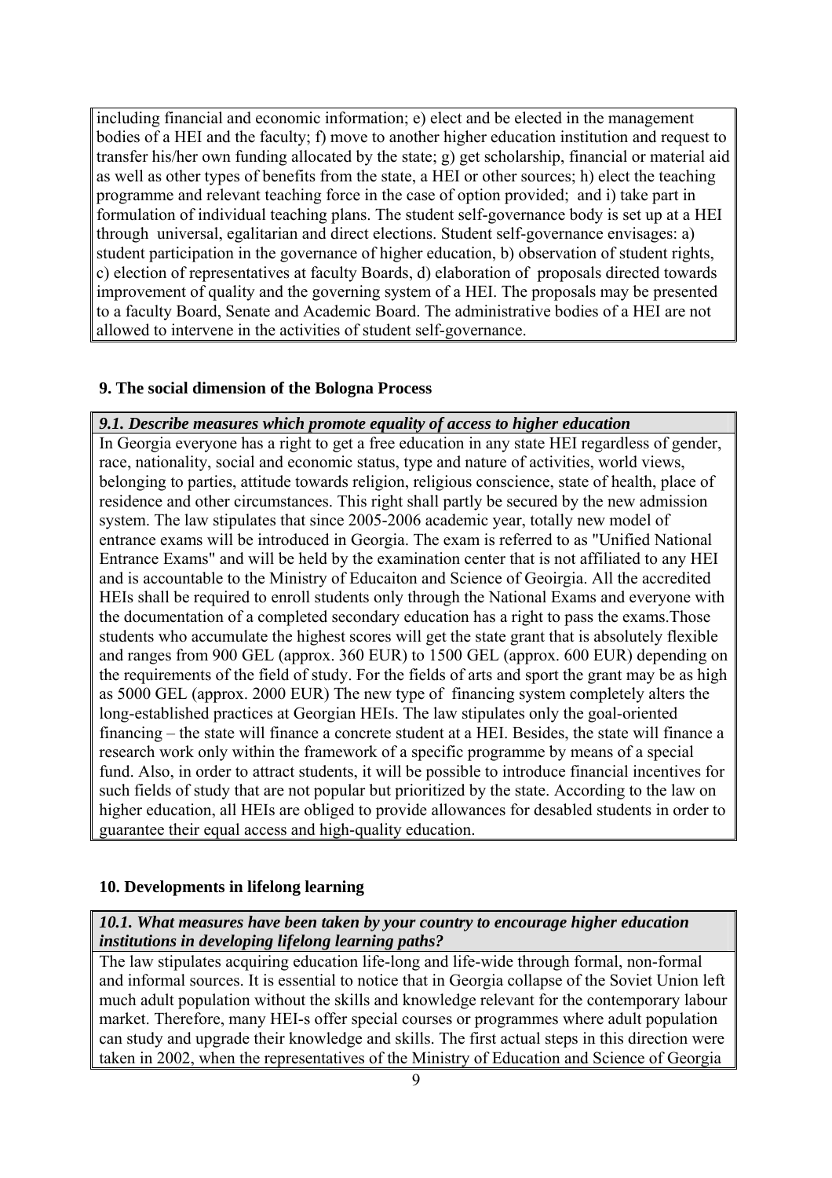including financial and economic information; e) elect and be elected in the management bodies of a HEI and the faculty; f) move to another higher education institution and request to transfer his/her own funding allocated by the state; g) get scholarship, financial or material aid as well as other types of benefits from the state, a HEI or other sources; h) elect the teaching programme and relevant teaching force in the case of option provided; and i) take part in formulation of individual teaching plans. The student self-governance body is set up at a HEI through universal, egalitarian and direct elections. Student self-governance envisages: a) student participation in the governance of higher education, b) observation of student rights, c) election of representatives at faculty Boards, d) elaboration of proposals directed towards improvement of quality and the governing system of a HEI. The proposals may be presented to a faculty Board, Senate and Academic Board. The administrative bodies of a HEI are not allowed to intervene in the activities of student self-governance.

## 9. The social dimension of the Bologna Process

***9.1. Describe measures which promote equality of access to higher education***

In Georgia everyone has a right to get a free education in any state HEI regardless of gender, race, nationality, social and economic status, type and nature of activities, world views, belonging to parties, attitude towards religion, religious conscience, state of health, place of residence and other circumstances. This right shall partly be secured by the new admission system. The law stipulates that since 2005-2006 academic year, totally new model of entrance exams will be introduced in Georgia. The exam is referred to as "Unified National Entrance Exams" and will be held by the examination center that is not affiliated to any HEI and is accountable to the Ministry of Educaiton and Science of Geoirgia. All the accredited HEIs shall be required to enroll students only through the National Exams and everyone with the documentation of a completed secondary education has a right to pass the exams.Those students who accumulate the highest scores will get the state grant that is absolutely flexible and ranges from 900 GEL (approx. 360 EUR) to 1500 GEL (approx. 600 EUR) depending on the requirements of the field of study. For the fields of arts and sport the grant may be as high as 5000 GEL (approx. 2000 EUR) The new type of financing system completely alters the long-established practices at Georgian HEIs. The law stipulates only the goal-oriented financing – the state will finance a concrete student at a HEI. Besides, the state will finance a research work only within the framework of a specific programme by means of a special fund. Also, in order to attract students, it will be possible to introduce financial incentives for such fields of study that are not popular but prioritized by the state. According to the law on higher education, all HEIs are obliged to provide allowances for desabled students in order to guarantee their equal access and high-quality education.

## 10. Developments in lifelong learning

***10.1. What measures have been taken by your country to encourage higher education institutions in developing lifelong learning paths?***

The law stipulates acquiring education life-long and life-wide through formal, non-formal and informal sources. It is essential to notice that in Georgia collapse of the Soviet Union left much adult population without the skills and knowledge relevant for the contemporary labour market. Therefore, many HEI-s offer special courses or programmes where adult population can study and upgrade their knowledge and skills. The first actual steps in this direction were taken in 2002, when the representatives of the Ministry of Education and Science of Georgia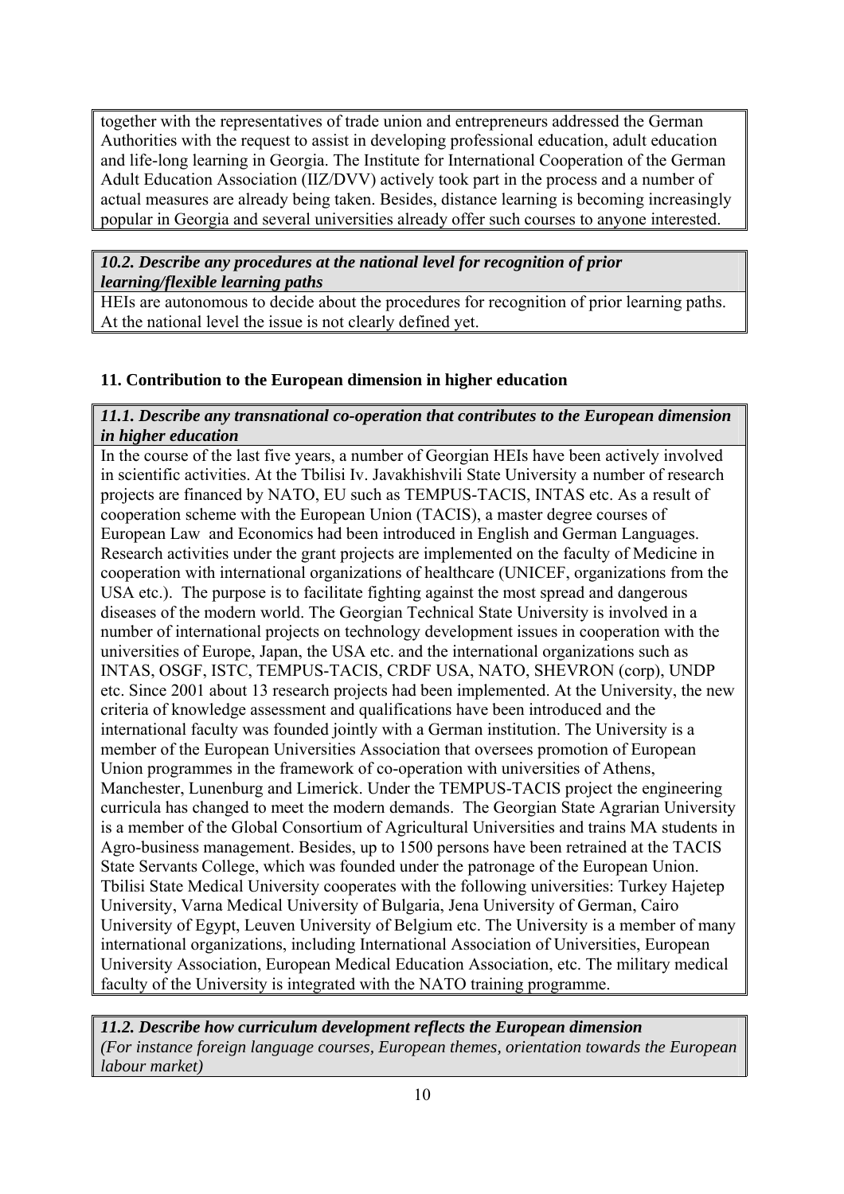together with the representatives of trade union and entrepreneurs addressed the German Authorities with the request to assist in developing professional education, adult education and life-long learning in Georgia. The Institute for International Cooperation of the German Adult Education Association (IIZ/DVV) actively took part in the process and a number of actual measures are already being taken. Besides, distance learning is becoming increasingly popular in Georgia and several universities already offer such courses to anyone interested.

***10.2. Describe any procedures at the national level for recognition of prior learning/flexible learning paths***

HEIs are autonomous to decide about the procedures for recognition of prior learning paths. At the national level the issue is not clearly defined yet.

## 11. Contribution to the European dimension in higher education

***11.1. Describe any transnational co-operation that contributes to the European dimension in higher education***

In the course of the last five years, a number of Georgian HEIs have been actively involved in scientific activities. At the Tbilisi Iv. Javakhishvili State University a number of research projects are financed by NATO, EU such as TEMPUS-TACIS, INTAS etc. As a result of cooperation scheme with the European Union (TACIS), a master degree courses of European Law and Economics had been introduced in English and German Languages. Research activities under the grant projects are implemented on the faculty of Medicine in cooperation with international organizations of healthcare (UNICEF, organizations from the USA etc.). The purpose is to facilitate fighting against the most spread and dangerous diseases of the modern world. The Georgian Technical State University is involved in a number of international projects on technology development issues in cooperation with the universities of Europe, Japan, the USA etc. and the international organizations such as INTAS, OSGF, ISTC, TEMPUS-TACIS, CRDF USA, NATO, SHEVRON (corp), UNDP etc. Since 2001 about 13 research projects had been implemented. At the University, the new criteria of knowledge assessment and qualifications have been introduced and the international faculty was founded jointly with a German institution. The University is a member of the European Universities Association that oversees promotion of European Union programmes in the framework of co-operation with universities of Athens, Manchester, Lunenburg and Limerick. Under the TEMPUS-TACIS project the engineering curricula has changed to meet the modern demands. The Georgian State Agrarian University is a member of the Global Consortium of Agricultural Universities and trains MA students in Agro-business management. Besides, up to 1500 persons have been retrained at the TACIS State Servants College, which was founded under the patronage of the European Union. Tbilisi State Medical University cooperates with the following universities: Turkey Hajetep University, Varna Medical University of Bulgaria, Jena University of German, Cairo University of Egypt, Leuven University of Belgium etc. The University is a member of many international organizations, including International Association of Universities, European University Association, European Medical Education Association, etc. The military medical faculty of the University is integrated with the NATO training programme.

***11.2. Describe how curriculum development reflects the European dimension***
*(For instance foreign language courses, European themes, orientation towards the European labour market)*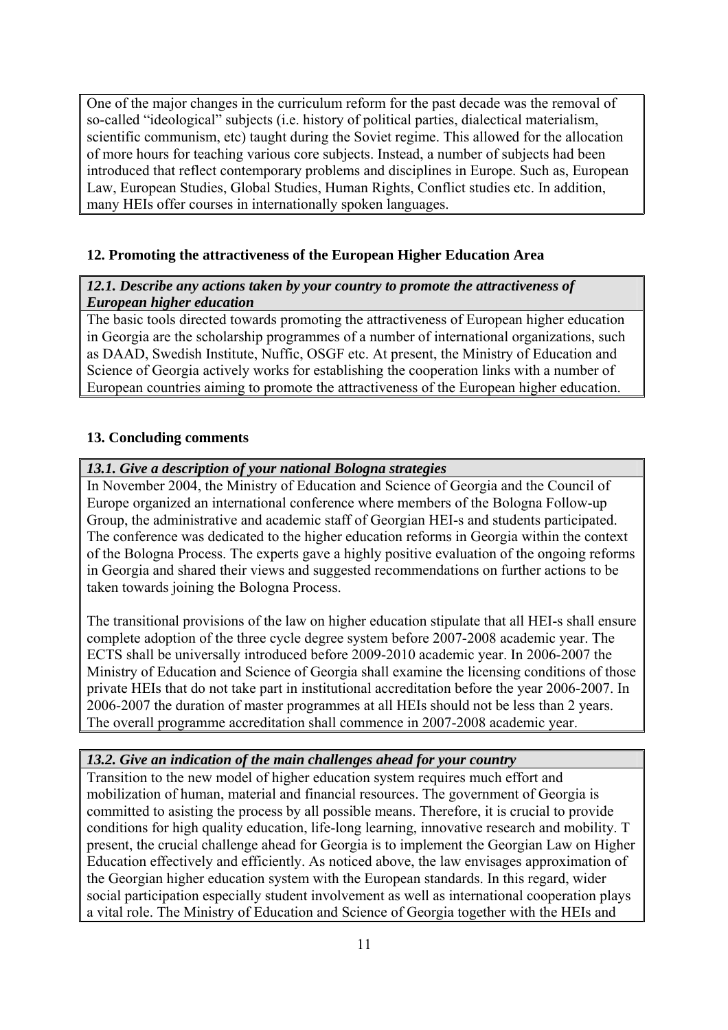One of the major changes in the curriculum reform for the past decade was the removal of so-called "ideological" subjects (i.e. history of political parties, dialectical materialism, scientific communism, etc) taught during the Soviet regime. This allowed for the allocation of more hours for teaching various core subjects. Instead, a number of subjects had been introduced that reflect contemporary problems and disciplines in Europe. Such as, European Law, European Studies, Global Studies, Human Rights, Conflict studies etc. In addition, many HEIs offer courses in internationally spoken languages.

## 12. Promoting the attractiveness of the European Higher Education Area

***12.1. Describe any actions taken by your country to promote the attractiveness of European higher education***

The basic tools directed towards promoting the attractiveness of European higher education in Georgia are the scholarship programmes of a number of international organizations, such as DAAD, Swedish Institute, Nuffic, OSGF etc. At present, the Ministry of Education and Science of Georgia actively works for establishing the cooperation links with a number of European countries aiming to promote the attractiveness of the European higher education.

## 13. Concluding comments

***13.1. Give a description of your national Bologna strategies***

In November 2004, the Ministry of Education and Science of Georgia and the Council of Europe organized an international conference where members of the Bologna Follow-up Group, the administrative and academic staff of Georgian HEI-s and students participated. The conference was dedicated to the higher education reforms in Georgia within the context of the Bologna Process. The experts gave a highly positive evaluation of the ongoing reforms in Georgia and shared their views and suggested recommendations on further actions to be taken towards joining the Bologna Process.

The transitional provisions of the law on higher education stipulate that all HEI-s shall ensure complete adoption of the three cycle degree system before 2007-2008 academic year. The ECTS shall be universally introduced before 2009-2010 academic year. In 2006-2007 the Ministry of Education and Science of Georgia shall examine the licensing conditions of those private HEIs that do not take part in institutional accreditation before the year 2006-2007. In 2006-2007 the duration of master programmes at all HEIs should not be less than 2 years. The overall programme accreditation shall commence in 2007-2008 academic year.

***13.2. Give an indication of the main challenges ahead for your country***

Transition to the new model of higher education system requires much effort and mobilization of human, material and financial resources. The government of Georgia is committed to asisting the process by all possible means. Therefore, it is crucial to provide conditions for high quality education, life-long learning, innovative research and mobility. T present, the crucial challenge ahead for Georgia is to implement the Georgian Law on Higher Education effectively and efficiently. As noticed above, the law envisages approximation of the Georgian higher education system with the European standards. In this regard, wider social participation especially student involvement as well as international cooperation plays a vital role. The Ministry of Education and Science of Georgia together with the HEIs and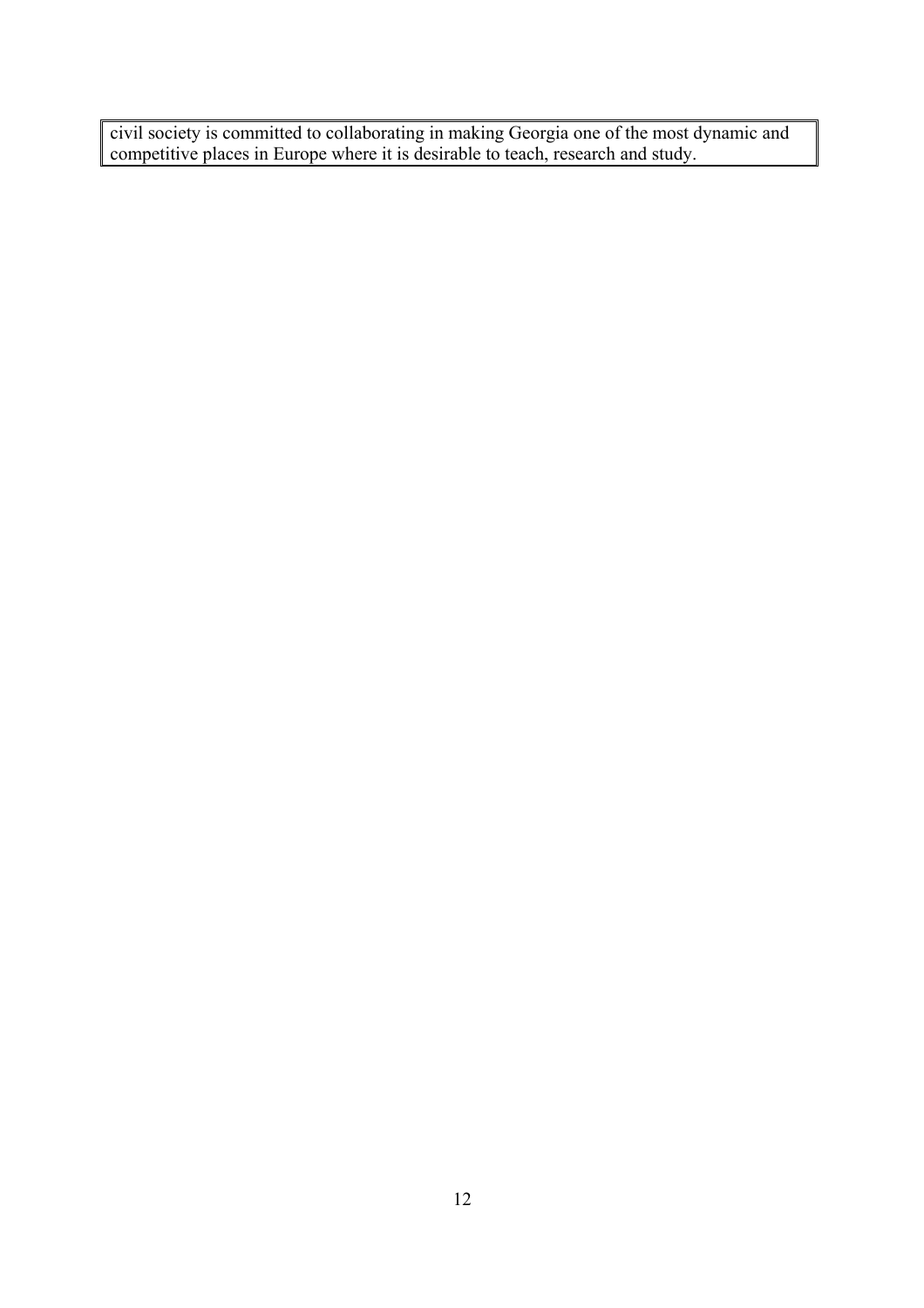civil society is committed to collaborating in making Georgia one of the most dynamic and competitive places in Europe where it is desirable to teach, research and study.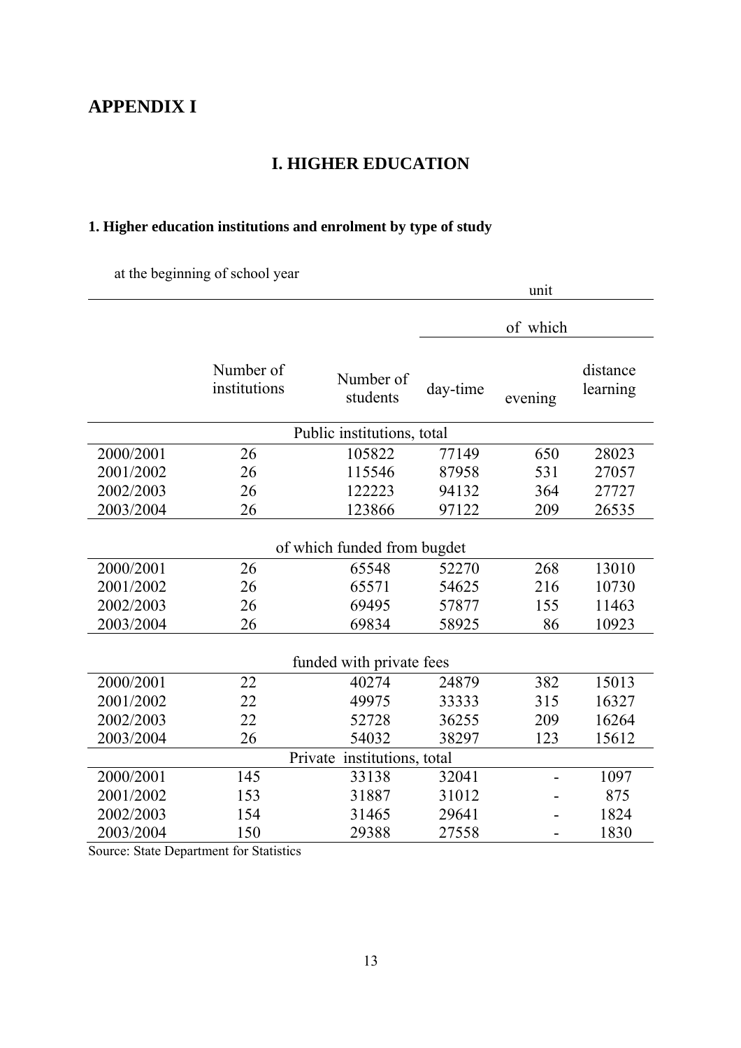# APPENDIX I

## I. HIGHER EDUCATION

### 1. Higher education institutions and enrolment by type of study

at the beginning of school year

unit

| | Number of institutions | Number of students | of which | | |
|---|---|---|---|---|---|
| | | | day-time | evening | distance learning |
| **Public institutions, total** | | | | | |
| 2000/2001 | 26 | 105822 | 77149 | 650 | 28023 |
| 2001/2002 | 26 | 115546 | 87958 | 531 | 27057 |
| 2002/2003 | 26 | 122223 | 94132 | 364 | 27727 |
| 2003/2004 | 26 | 123866 | 97122 | 209 | 26535 |
| **of which funded from bugdet** | | | | | |
| 2000/2001 | 26 | 65548 | 52270 | 268 | 13010 |
| 2001/2002 | 26 | 65571 | 54625 | 216 | 10730 |
| 2002/2003 | 26 | 69495 | 57877 | 155 | 11463 |
| 2003/2004 | 26 | 69834 | 58925 | 86 | 10923 |
| **funded with private fees** | | | | | |
| 2000/2001 | 22 | 40274 | 24879 | 382 | 15013 |
| 2001/2002 | 22 | 49975 | 33333 | 315 | 16327 |
| 2002/2003 | 22 | 52728 | 36255 | 209 | 16264 |
| 2003/2004 | 26 | 54032 | 38297 | 123 | 15612 |
| **Private institutions, total** | | | | | |
| 2000/2001 | 145 | 33138 | 32041 | - | 1097 |
| 2001/2002 | 153 | 31887 | 31012 | - | 875 |
| 2002/2003 | 154 | 31465 | 29641 | - | 1824 |
| 2003/2004 | 150 | 29388 | 27558 | - | 1830 |

Source: State Department for Statistics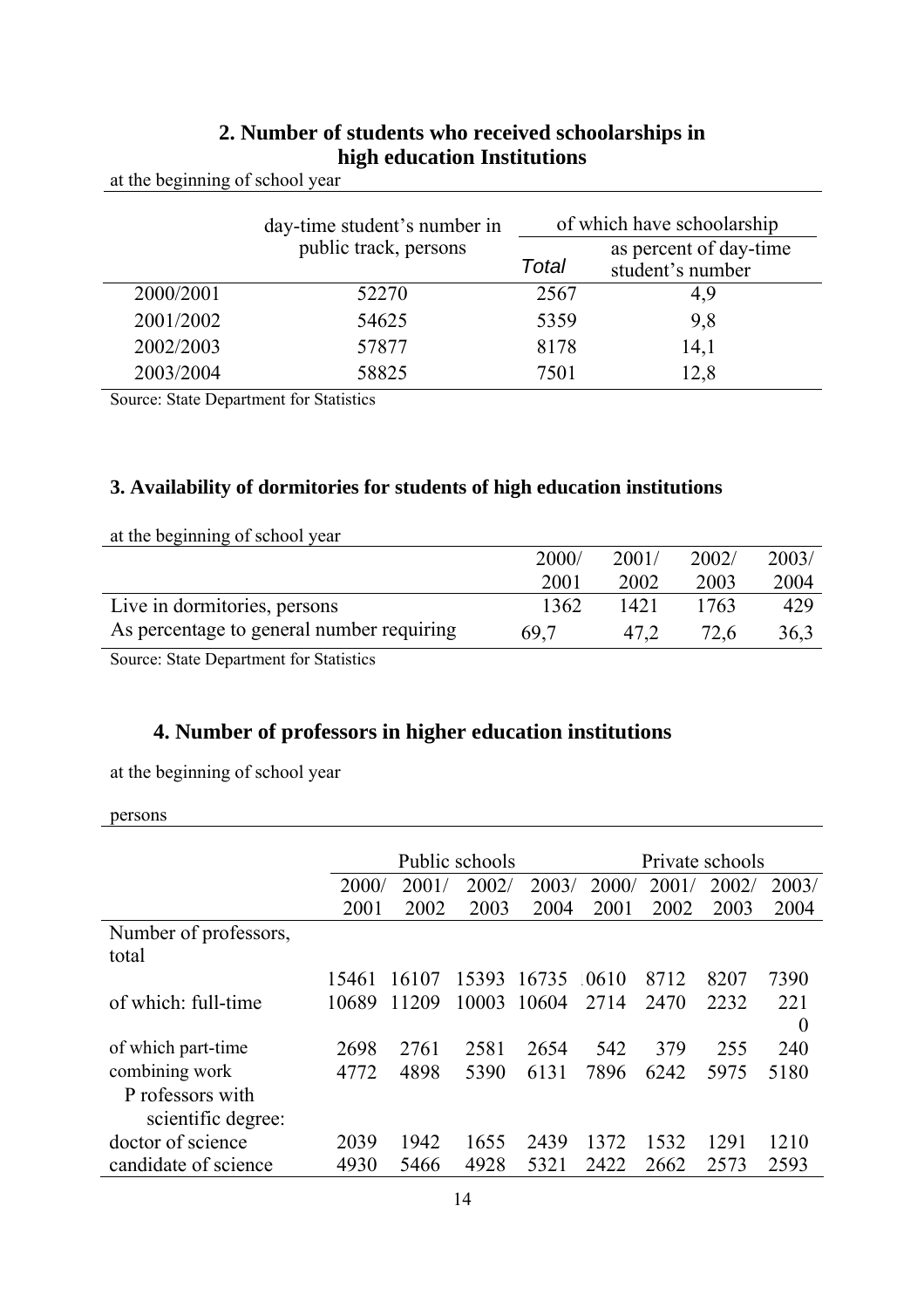## 2. Number of students who received schoolarships in high education Institutions

at the beginning of school year

| | day-time student's number in public track, persons | of which have schoolarship | |
|---|---|---|---|
| | | Total | as percent of day-time student's number |
| 2000/2001 | 52270 | 2567 | 4,9 |
| 2001/2002 | 54625 | 5359 | 9,8 |
| 2002/2003 | 57877 | 8178 | 14,1 |
| 2003/2004 | 58825 | 7501 | 12,8 |

Source: State Department for Statistics

### 3. Availability of dormitories for students of high education institutions

at the beginning of school year

| | 2000/ 2001 | 2001/ 2002 | 2002/ 2003 | 2003/ 2004 |
|---|---|---|---|---|
| Live in dormitories, persons | 1362 | 1421 | 1763 | 429 |
| As percentage to general number requiring | 69,7 | 47,2 | 72,6 | 36,3 |

Source: State Department for Statistics

## 4. Number of professors in higher education institutions

at the beginning of school year

persons

| | Public schools | | | | Private schools | | | |
|---|---|---|---|---|---|---|---|---|
| | 2000/ 2001 | 2001/ 2002 | 2002/ 2003 | 2003/ 2004 | 2000/ 2001 | 2001/ 2002 | 2002/ 2003 | 2003/ 2004 |
| Number of professors, total | 15461 | 16107 | 15393 | 16735 | .0610 | 8712 | 8207 | 7390 |
| of which: full-time | 10689 | 11209 | 10003 | 10604 | 2714 | 2470 | 2232 | 221 0 |
| of which part-time | 2698 | 2761 | 2581 | 2654 | 542 | 379 | 255 | 240 |
| combining work | 4772 | 4898 | 5390 | 6131 | 7896 | 6242 | 5975 | 5180 |
| P rofessors with scientific degree: | | | | | | | | |
| doctor of science | 2039 | 1942 | 1655 | 2439 | 1372 | 1532 | 1291 | 1210 |
| candidate of science | 4930 | 5466 | 4928 | 5321 | 2422 | 2662 | 2573 | 2593 |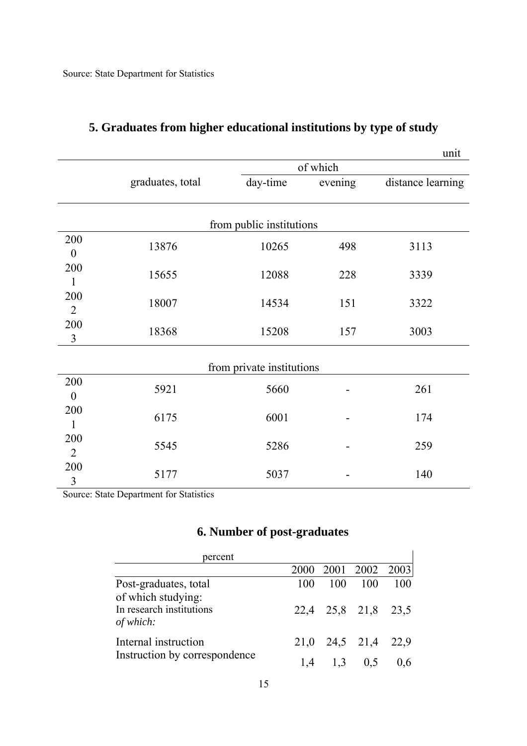Source: State Department for Statistics

## 5. Graduates from higher educational institutions by type of study

unit

| | graduates, total | of which | | |
|---|---|---|---|---|
| | | day-time | evening | distance learning |
| | | **from public institutions** | | |
| 2000 | 13876 | 10265 | 498 | 3113 |
| 2001 | 15655 | 12088 | 228 | 3339 |
| 2002 | 18007 | 14534 | 151 | 3322 |
| 2003 | 18368 | 15208 | 157 | 3003 |
| | | **from private institutions** | | |
| 2000 | 5921 | 5660 | - | 261 |
| 2001 | 6175 | 6001 | - | 174 |
| 2002 | 5545 | 5286 | - | 259 |
| 2003 | 5177 | 5037 | - | 140 |

Source: State Department for Statistics

## 6. Number of post-graduates

| percent | 2000 | 2001 | 2002 | 2003 |
|---|---|---|---|---|
| Post-graduates, total | 100 | 100 | 100 | 100 |
| of which studying: | | | | |
| In research institutions | 22,4 | 25,8 | 21,8 | 23,5 |
| *of which:* | | | | |
| Internal instruction | 21,0 | 24,5 | 21,4 | 22,9 |
| Instruction by correspondence | 1,4 | 1,3 | 0,5 | 0,6 |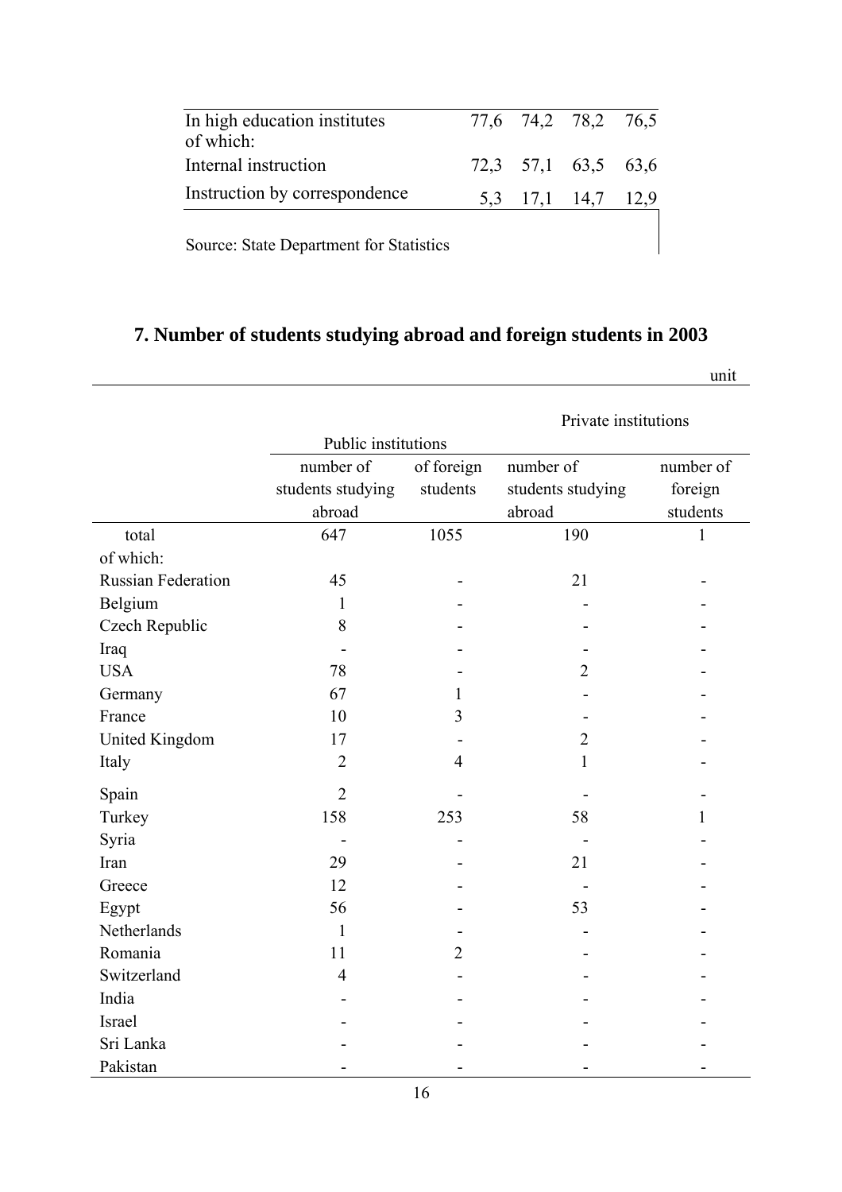| In high education institutes | 77,6 | 74,2 | 78,2 | 76,5 |
|---|---|---|---|---|
| of which: | | | | |
| Internal instruction | 72,3 | 57,1 | 63,5 | 63,6 |
| Instruction by correspondence | 5,3 | 17,1 | 14,7 | 12,9 |

Source: State Department for Statistics

## 7. Number of students studying abroad and foreign students in 2003

unit

| | Public institutions | | Private institutions | |
|---|---|---|---|---|
| | number of students studying abroad | of foreign students | number of students studying abroad | number of foreign students |
| total | 647 | 1055 | 190 | 1 |
| of which: | | | | |
| Russian Federation | 45 | - | 21 | - |
| Belgium | 1 | - | - | - |
| Czech Republic | 8 | - | - | - |
| Iraq | - | - | - | - |
| USA | 78 | - | 2 | - |
| Germany | 67 | 1 | - | - |
| France | 10 | 3 | - | - |
| United Kingdom | 17 | - | 2 | - |
| Italy | 2 | 4 | 1 | - |
| Spain | 2 | - | - | - |
| Turkey | 158 | 253 | 58 | 1 |
| Syria | - | - | - | - |
| Iran | 29 | - | 21 | - |
| Greece | 12 | - | - | - |
| Egypt | 56 | - | 53 | - |
| Netherlands | 1 | - | - | - |
| Romania | 11 | 2 | - | - |
| Switzerland | 4 | - | - | - |
| India | - | - | - | - |
| Israel | - | - | - | - |
| Sri Lanka | - | - | - | - |
| Pakistan | - | - | - | - |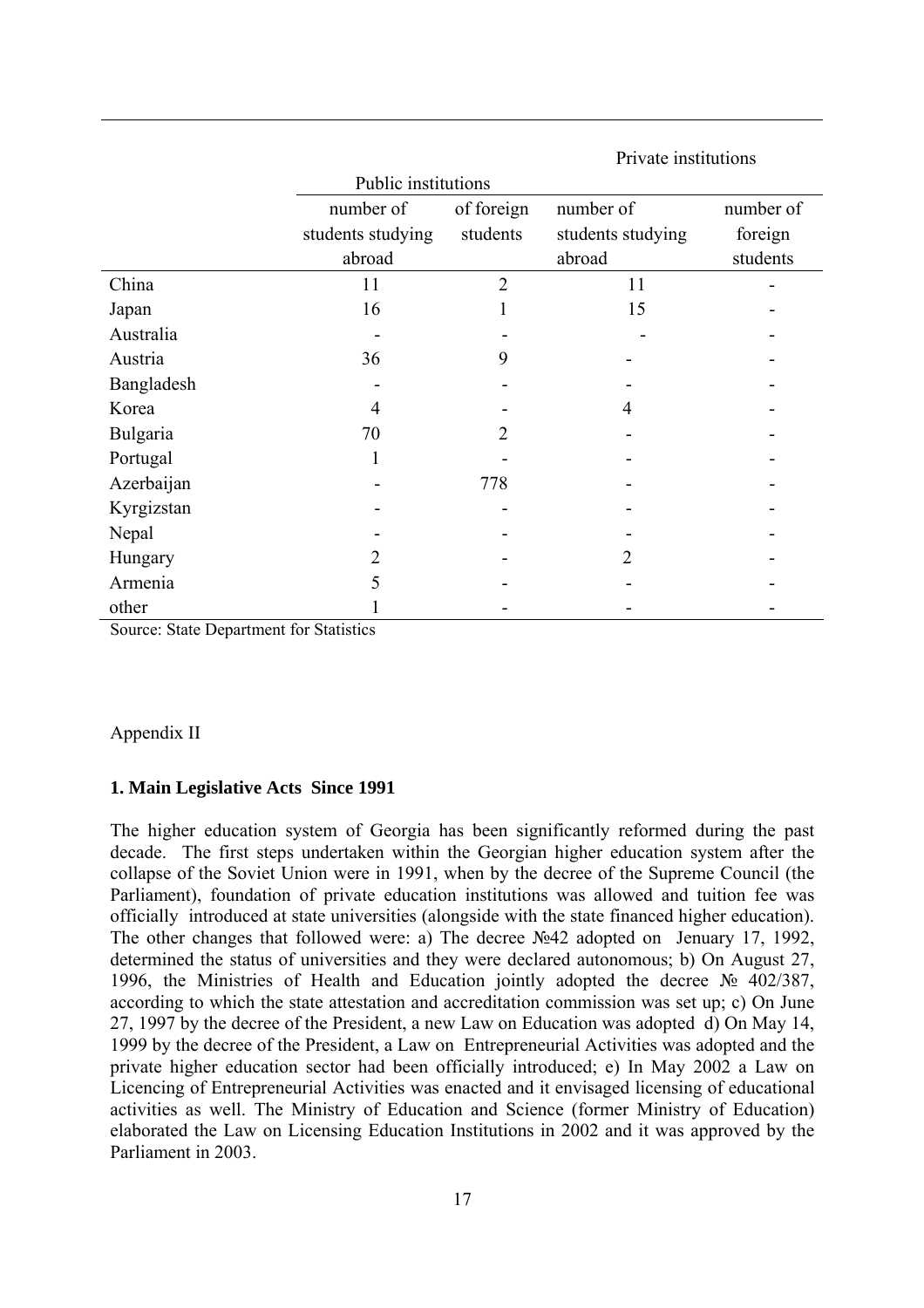| | Public institutions | | Private institutions | |
|---|---|---|---|---|
| | number of students studying abroad | of foreign students | number of students studying abroad | number of foreign students |
| China | 11 | 2 | 11 | - |
| Japan | 16 | 1 | 15 | - |
| Australia | - | - | - | - |
| Austria | 36 | 9 | - | - |
| Bangladesh | - | - | - | - |
| Korea | 4 | - | 4 | - |
| Bulgaria | 70 | 2 | - | - |
| Portugal | 1 | - | - | - |
| Azerbaijan | - | 778 | - | - |
| Kyrgizstan | - | - | - | - |
| Nepal | - | - | - | - |
| Hungary | 2 | - | 2 | - |
| Armenia | 5 | - | - | - |
| other | 1 | - | - | - |

Source: State Department for Statistics

Appendix II

**1. Main Legislative Acts Since 1991**

The higher education system of Georgia has been significantly reformed during the past decade. The first steps undertaken within the Georgian higher education system after the collapse of the Soviet Union were in 1991, when by the decree of the Supreme Council (the Parliament), foundation of private education institutions was allowed and tuition fee was officially introduced at state universities (alongside with the state financed higher education). The other changes that followed were: a) The decree №42 adopted on January 17, 1992, determined the status of universities and they were declared autonomous; b) On August 27, 1996, the Ministries of Health and Education jointly adopted the decree № 402/387, according to which the state attestation and accreditation commission was set up; c) On June 27, 1997 by the decree of the President, a new Law on Education was adopted d) On May 14, 1999 by the decree of the President, a Law on Entrepreneurial Activities was adopted and the private higher education sector had been officially introduced; e) In May 2002 a Law on Licencing of Entrepreneurial Activities was enacted and it envisaged licensing of educational activities as well. The Ministry of Education and Science (former Ministry of Education) elaborated the Law on Licensing Education Institutions in 2002 and it was approved by the Parliament in 2003.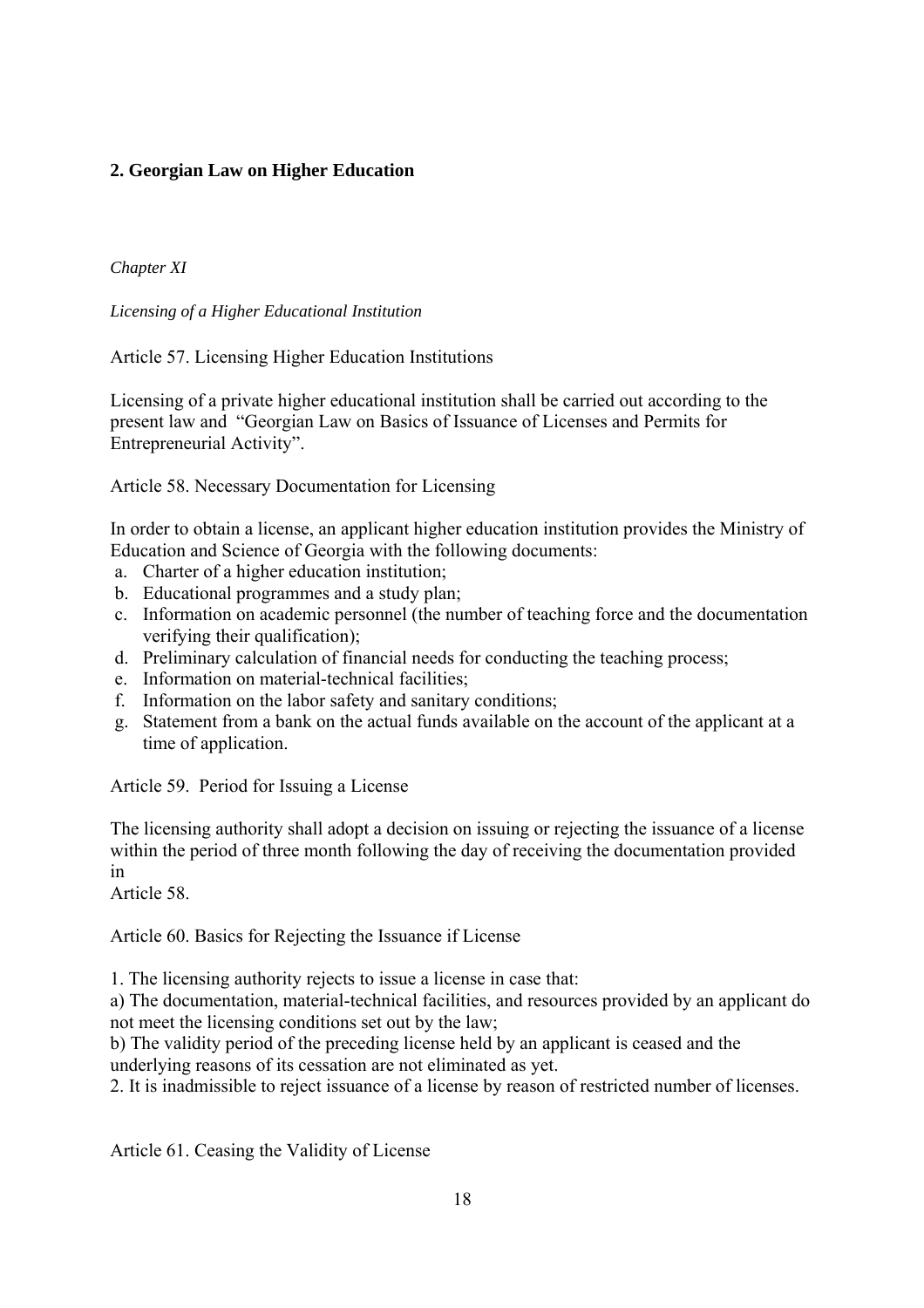## 2. Georgian Law on Higher Education

*Chapter XI*

*Licensing of a Higher Educational Institution*

Article 57. Licensing Higher Education Institutions

Licensing of a private higher educational institution shall be carried out according to the present law and "Georgian Law on Basics of Issuance of Licenses and Permits for Entrepreneurial Activity".

Article 58. Necessary Documentation for Licensing

In order to obtain a license, an applicant higher education institution provides the Ministry of Education and Science of Georgia with the following documents:

a. Charter of a higher education institution;
b. Educational programmes and a study plan;
c. Information on academic personnel (the number of teaching force and the documentation verifying their qualification);
d. Preliminary calculation of financial needs for conducting the teaching process;
e. Information on material-technical facilities;
f. Information on the labor safety and sanitary conditions;
g. Statement from a bank on the actual funds available on the account of the applicant at a time of application.

Article 59. Period for Issuing a License

The licensing authority shall adopt a decision on issuing or rejecting the issuance of a license within the period of three month following the day of receiving the documentation provided in
Article 58.

Article 60. Basics for Rejecting the Issuance if License

1. The licensing authority rejects to issue a license in case that:
a) The documentation, material-technical facilities, and resources provided by an applicant do not meet the licensing conditions set out by the law;
b) The validity period of the preceding license held by an applicant is ceased and the underlying reasons of its cessation are not eliminated as yet.
2. It is inadmissible to reject issuance of a license by reason of restricted number of licenses.

Article 61. Ceasing the Validity of License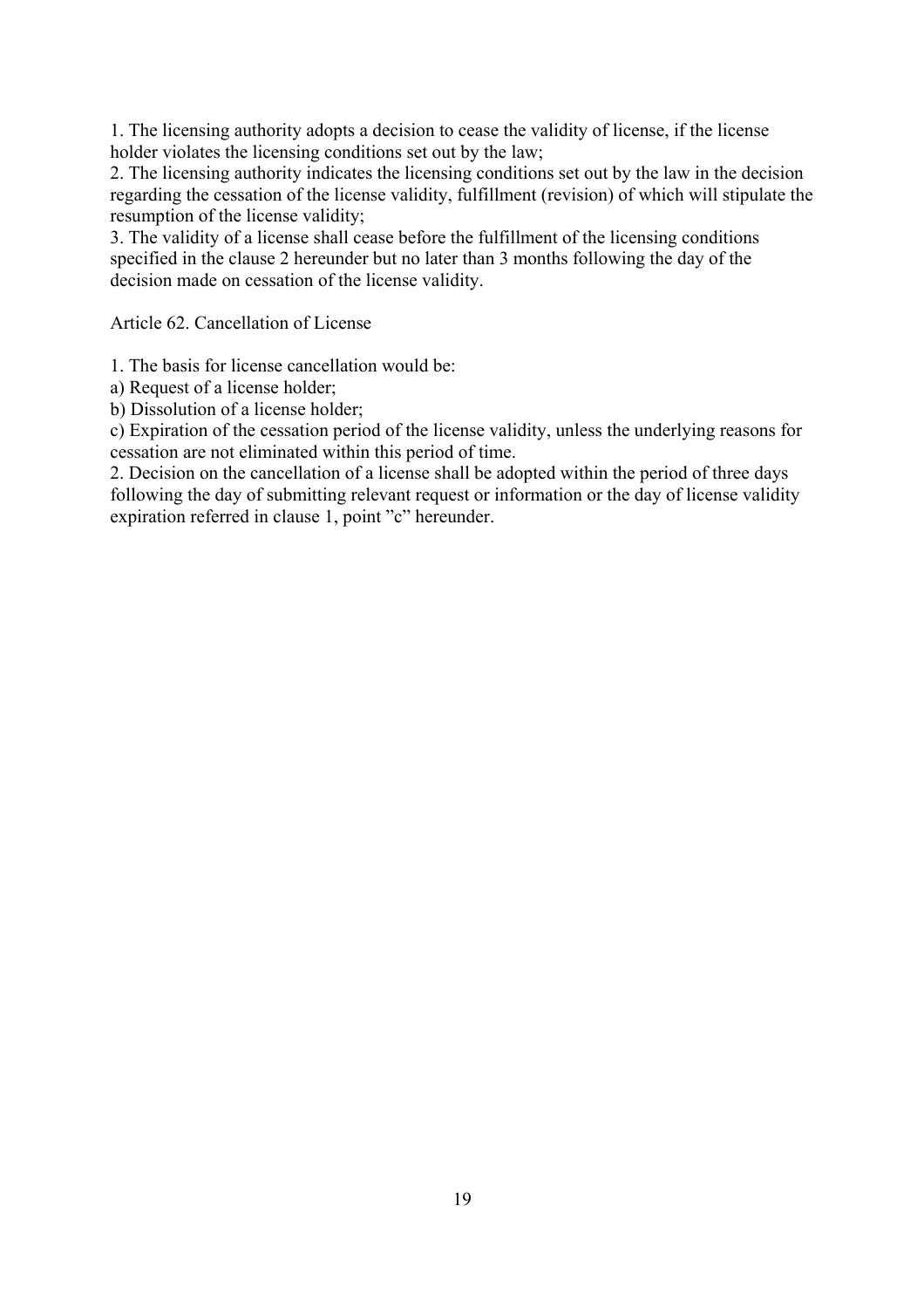1. The licensing authority adopts a decision to cease the validity of license, if the license holder violates the licensing conditions set out by the law;
2. The licensing authority indicates the licensing conditions set out by the law in the decision regarding the cessation of the license validity, fulfillment (revision) of which will stipulate the resumption of the license validity;
3. The validity of a license shall cease before the fulfillment of the licensing conditions specified in the clause 2 hereunder but no later than 3 months following the day of the decision made on cessation of the license validity.

Article 62. Cancellation of License

1. The basis for license cancellation would be:
a) Request of a license holder;
b) Dissolution of a license holder;
c) Expiration of the cessation period of the license validity, unless the underlying reasons for cessation are not eliminated within this period of time.
2. Decision on the cancellation of a license shall be adopted within the period of three days following the day of submitting relevant request or information or the day of license validity expiration referred in clause 1, point "c" hereunder.